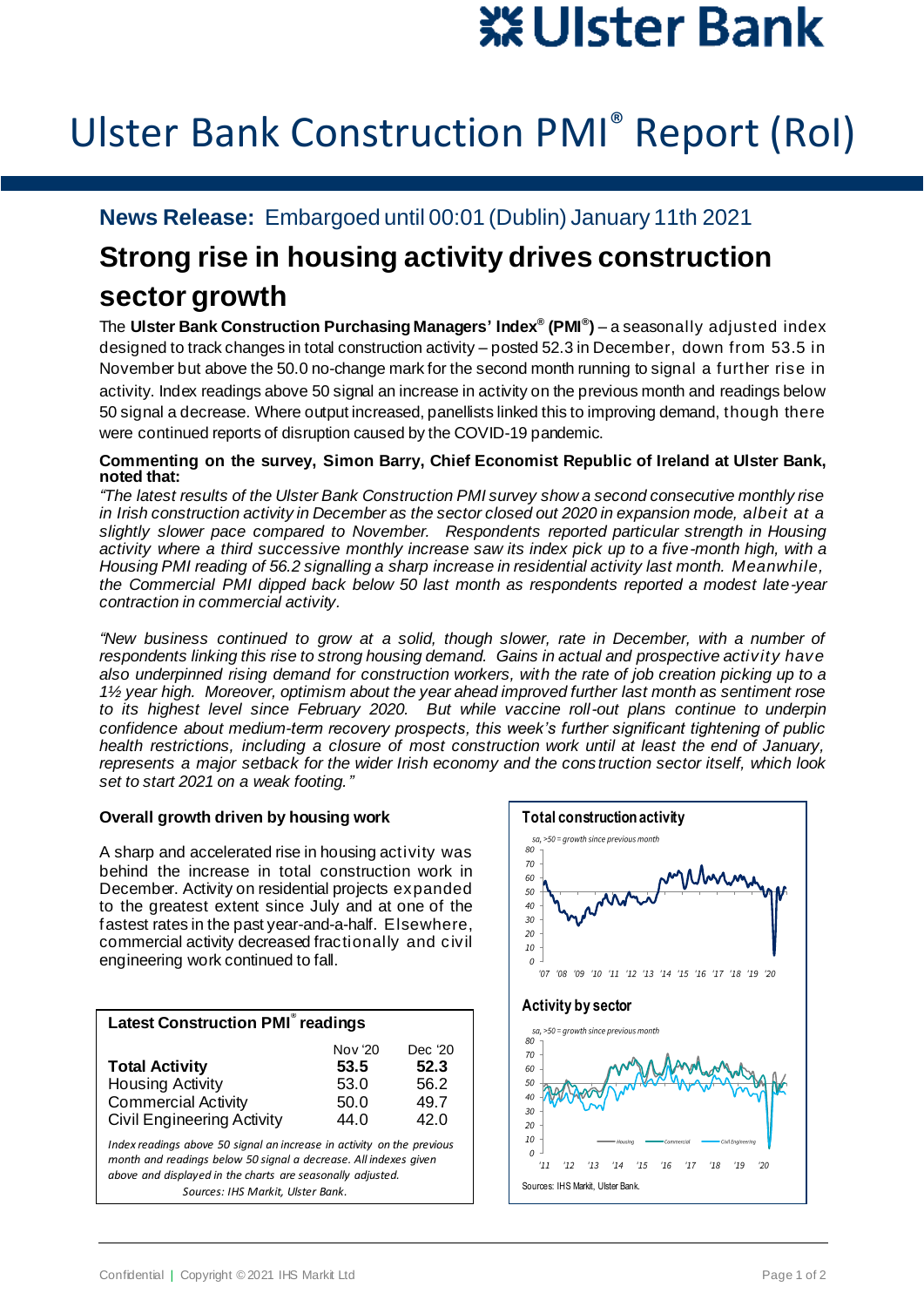# Ulster Bank Construction PMI® Report (RoI)

**News Release:** Embargoed until 00:01 (Dublin) January 11th 2021

## Strong rise in housing activity drives construction sector growth

The **Ulster Bank Construction Purchasing Managers' Index® (PMI®)** – a seasonally adjusted index designed to track changes in total construction activity – posted 52.3 in December, down from 53.5 in November but above the 50.0 no-change mark for the second month running to signal a further rise in activity. Index readings above 50 signal an increase in activity on the previous month and readings below 50 signal a decrease. Where output increased, panellists linked this to improving demand, though there were continued reports of disruption caused by the COVID-19 pandemic.

**Commenting on the survey, Simon Barry, Chief Economist Republic of Ireland at Ulster Bank, noted that:**

*"The latest results of the Ulster Bank Construction PMI survey show a second consecutive monthly rise in Irish construction activity in December as the sector closed out 2020 in expansion mode, albeit at a slightly slower pace compared to November. Respondents reported particular strength in Housing activity where a third successive monthly increase saw its index pick up to a five-month high, with a Housing PMI reading of 56.2 signalling a sharp increase in residential activity last month. Meanwhile, the Commercial PMI dipped back below 50 last month as respondents reported a modest late-year contraction in commercial activity.*

*"New business continued to grow at a solid, though slower, rate in December, with a number of respondents linking this rise to strong housing demand. Gains in actual and prospective activity have also underpinned rising demand for construction workers, with the rate of job creation picking up to a 1½ year high. Moreover, optimism about the year ahead improved further last month as sentiment rose to its highest level since February 2020. But while vaccine roll-out plans continue to underpin confidence about medium-term recovery prospects, this week's further significant tightening of public health restrictions, including a closure of most construction work until at least the end of January, represents a major setback for the wider Irish economy and the construction sector itself, which look set to start 2021 on a weak footing."*

### Overall growth driven by housing work

A sharp and accelerated rise in housing activity was behind the increase in total construction work in December. Activity on residential projects expanded to the greatest extent since July and at one of the fastest rates in the past year-and-a-half. Elsewhere, commercial activity decreased fractionally and civil engineering work continued to fall.

**Latest Construction PMI® readings**

| | Nov '20 | Dec '20 |
|---|---|---|
| **Total Activity** | **53.5** | **52.3** |
| Housing Activity | 53.0 | 56.2 |
| Commercial Activity | 50.0 | 49.7 |
| Civil Engineering Activity | 44.0 | 42.0 |

*Index readings above 50 signal an increase in activity on the previous month and readings below 50 signal a decrease. All indexes given above and displayed in the charts are seasonally adjusted.*
*Sources: IHS Markit, Ulster Bank.*

**Total construction activity**

sa, >50 = growth since previous month

**Activity by sector**

sa, >50 = growth since previous month

Housing — Commercial — Civil Engineering

Sources: IHS Markit, Ulster Bank.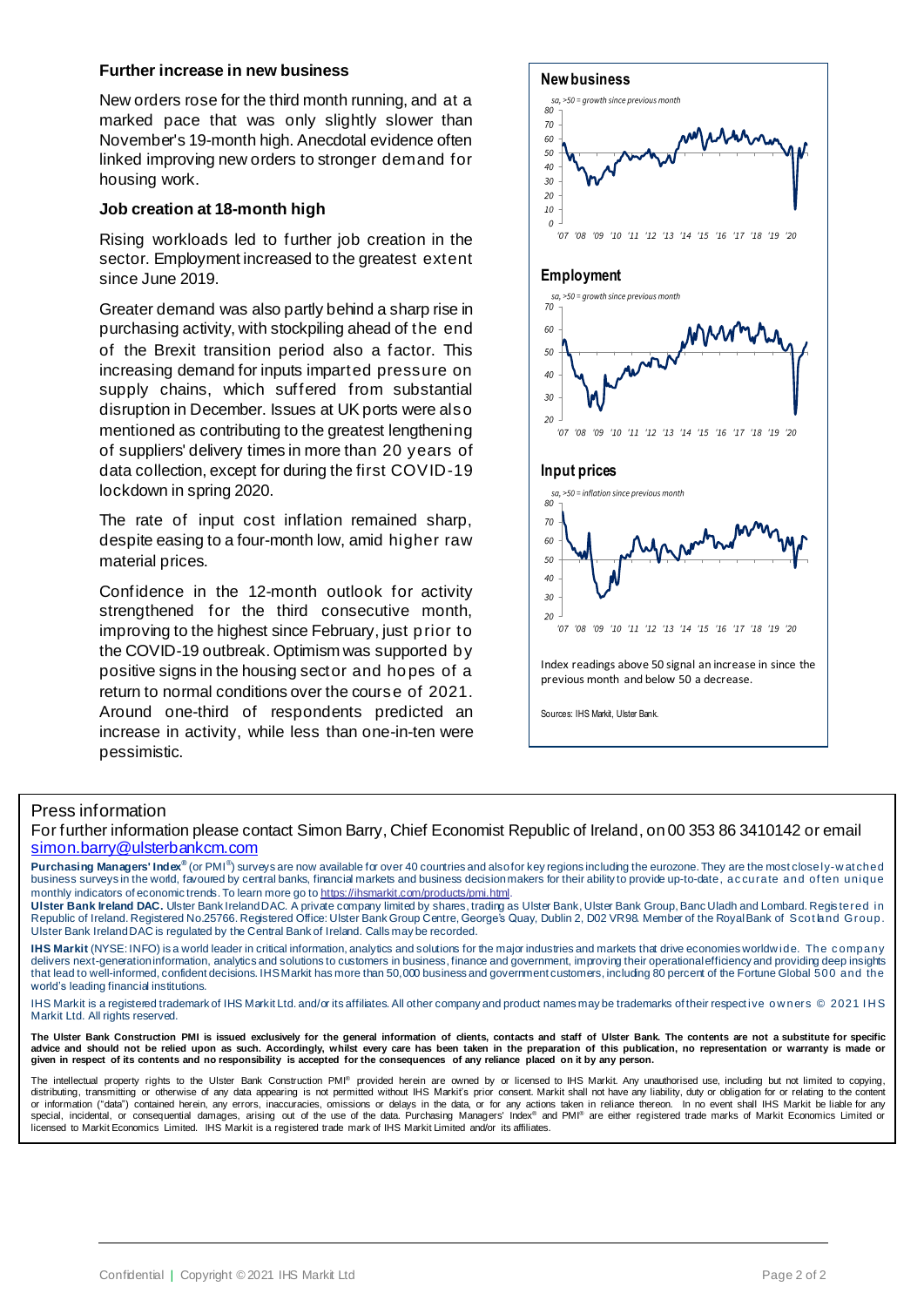### Further increase in new business

New orders rose for the third month running, and at a marked pace that was only slightly slower than November's 19-month high. Anecdotal evidence often linked improving new orders to stronger demand for housing work.

### Job creation at 18-month high

Rising workloads led to further job creation in the sector. Employment increased to the greatest extent since June 2019.

Greater demand was also partly behind a sharp rise in purchasing activity, with stockpiling ahead of the end of the Brexit transition period also a factor. This increasing demand for inputs imparted pressure on supply chains, which suffered from substantial disruption in December. Issues at UK ports were also mentioned as contributing to the greatest lengthening of suppliers' delivery times in more than 20 years of data collection, except for during the first COVID-19 lockdown in spring 2020.

The rate of input cost inflation remained sharp, despite easing to a four-month low, amid higher raw material prices.

Confidence in the 12-month outlook for activity strengthened for the third consecutive month, improving to the highest since February, just prior to the COVID-19 outbreak. Optimism was supported by positive signs in the housing sector and hopes of a return to normal conditions over the course of 2021. Around one-third of respondents predicted an increase in activity, while less than one-in-ten were pessimistic.

**New business**

sa, >50 = growth since previous month

80
70
60
50
40
30
20
10
0

'07 '08 '09 '10 '11 '12 '13 '14 '15 '16 '17 '18 '19 '20

**Employment**

sa, >50 = growth since previous month

70
60
50
40
30
20

'07 '08 '09 '10 '11 '12 '13 '14 '15 '16 '17 '18 '19 '20

**Input prices**

sa, >50 = inflation since previous month

80
70
60
50
40
30
20

'07 '08 '09 '10 '11 '12 '13 '14 '15 '16 '17 '18 '19 '20

Index readings above 50 signal an increase in since the previous month and below 50 a decrease.

Sources: IHS Markit, Ulster Bank.

## Press information

For further information please contact Simon Barry, Chief Economist Republic of Ireland, on 00 353 86 3410142 or email simon.barry@ulsterbankcm.com

**Purchasing Managers' Index®** (or PMI®) surveys are now available for over 40 countries and also for key regions including the eurozone. They are the most closely-watched business surveys in the world, favoured by central banks, financial markets and business decision makers for their ability to provide up-to-date, accurate and often unique monthly indicators of economic trends. To learn more go to https://ihsmarkit.com/products/pmi.html.

**Ulster Bank Ireland DAC.** Ulster Bank Ireland DAC. A private company limited by shares, trading as Ulster Bank, Ulster Bank Group, Banc Uladh and Lombard. Registered in Republic of Ireland. Registered No.25766. Registered Office: Ulster Bank Group Centre, George's Quay, Dublin 2, D02 VR98. Member of the Royal Bank of Scotland Group. Ulster Bank Ireland DAC is regulated by the Central Bank of Ireland. Calls may be recorded.

**IHS Markit** (NYSE: INFO) is a world leader in critical information, analytics and solutions for the major industries and markets that drive economies worldwide. The company delivers next-generation information, analytics and solutions to customers in business, finance and government, improving their operational efficiency and providing deep insights that lead to well-informed, confident decisions. IHS Markit has more than 50,000 business and government customers, including 80 percent of the Fortune Global 500 and the world's leading financial institutions.

IHS Markit is a registered trademark of IHS Markit Ltd. and/or its affiliates. All other company and product names may be trademarks of their respective owners © 2021 IHS Markit Ltd. All rights reserved.

**The Ulster Bank Construction PMI is issued exclusively for the general information of clients, contacts and staff of Ulster Bank. The contents are not a substitute for specific advice and should not be relied upon as such. Accordingly, whilst every care has been taken in the preparation of this publication, no representation or warranty is made or given in respect of its contents and no responsibility is accepted for the consequences of any reliance placed on it by any person.**

The intellectual property rights to the Ulster Bank Construction PMI® provided herein are owned by or licensed to IHS Markit. Any unauthorised use, including but not limited to copying, distributing, transmitting or otherwise of any data appearing is not permitted without IHS Markit's prior consent. Markit shall not have any liability, duty or obligation for or relating to the content or information ("data") contained herein, any errors, inaccuracies, omissions or delays in the data, or for any actions taken in reliance thereon. In no event shall IHS Markit be liable for any special, incidental, or consequential damages, arising out of the use of the data. Purchasing Managers' Index® and PMI® are either registered trade marks of Markit Economics Limited or licensed to Markit Economics Limited. IHS Markit is a registered trade mark of IHS Markit Limited and/or its affiliates.

Confidential | Copyright © 2021 IHS Markit Ltd